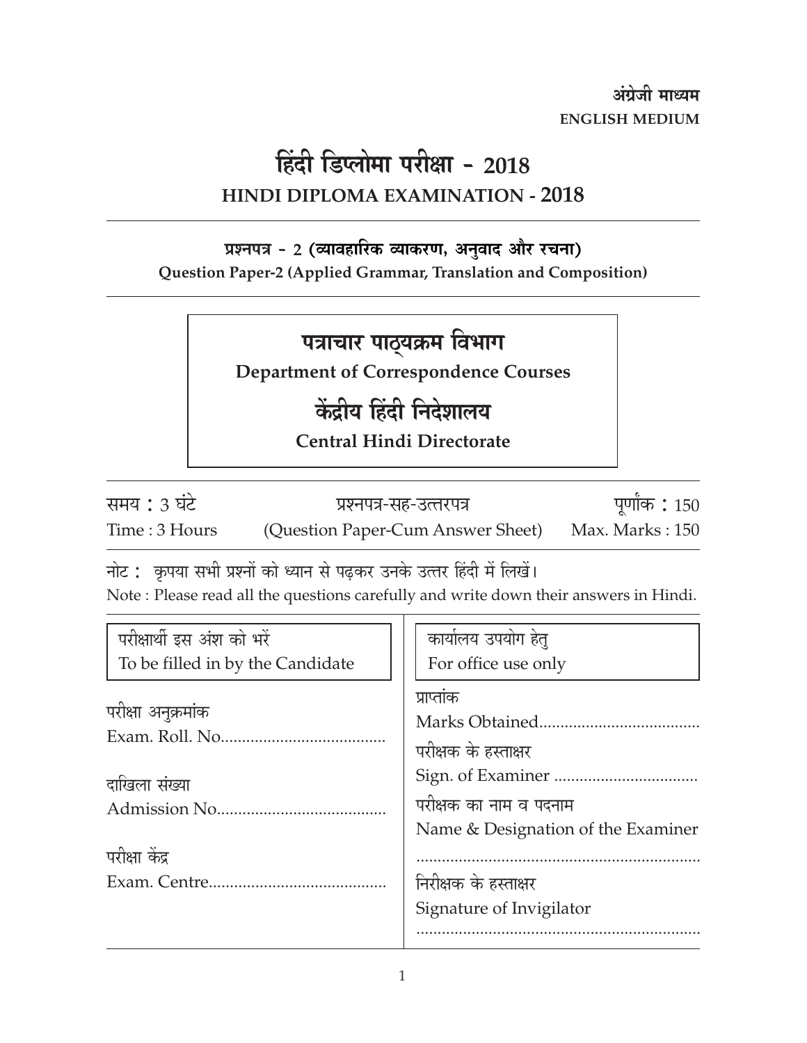अंग्रेजी माध्यम

ENGLISH MEDIUM

# हिंदी डिप्लोमा परीक्षा - 2018

## HINDI DIPLOMA EXAMINATION - 2018

**प्रश्नपत्र - 2 (व्यावहारिक व्याकरण, अनुवाद और रचना)**

**Question Paper-2 (Applied Grammar, Translation and Composition)**

## पत्राचार पाठ्यक्रम विभाग

**Department of Correspondence Courses**

## केंद्रीय हिंदी निदेशालय

**Central Hindi Directorate**

| समय : 3 घंटे | प्रश्नपत्र-सह-उत्तरपत्र | पूर्णांक : 150 |
|---|---|---|
| Time : 3 Hours | (Question Paper-Cum Answer Sheet) | Max. Marks : 150 |

नोट : कृपया सभी प्रश्नों को ध्यान से पढ़कर उनके उत्तर हिंदी में लिखें।

Note : Please read all the questions carefully and write down their answers in Hindi.

| परीक्षार्थी इस अंश को भरें<br>To be filled in by the Candidate | कार्यालय उपयोग हेतु<br>For office use only |
|---|---|
| परीक्षा अनुक्रमांक<br>Exam. Roll. No....................................... | प्राप्तांक<br>Marks Obtained...................................... |
| दाखिला संख्या<br>Admission No........................................ | परीक्षक के हस्ताक्षर<br>Sign. of Examiner .................................. |
| परीक्षा केंद्र<br>Exam. Centre.......................................... | परीक्षक का नाम व पदनाम<br>Name & Designation of the Examiner<br>................................................................... |
| | निरीक्षक के हस्ताक्षर<br>Signature of Invigilator<br>................................................................... |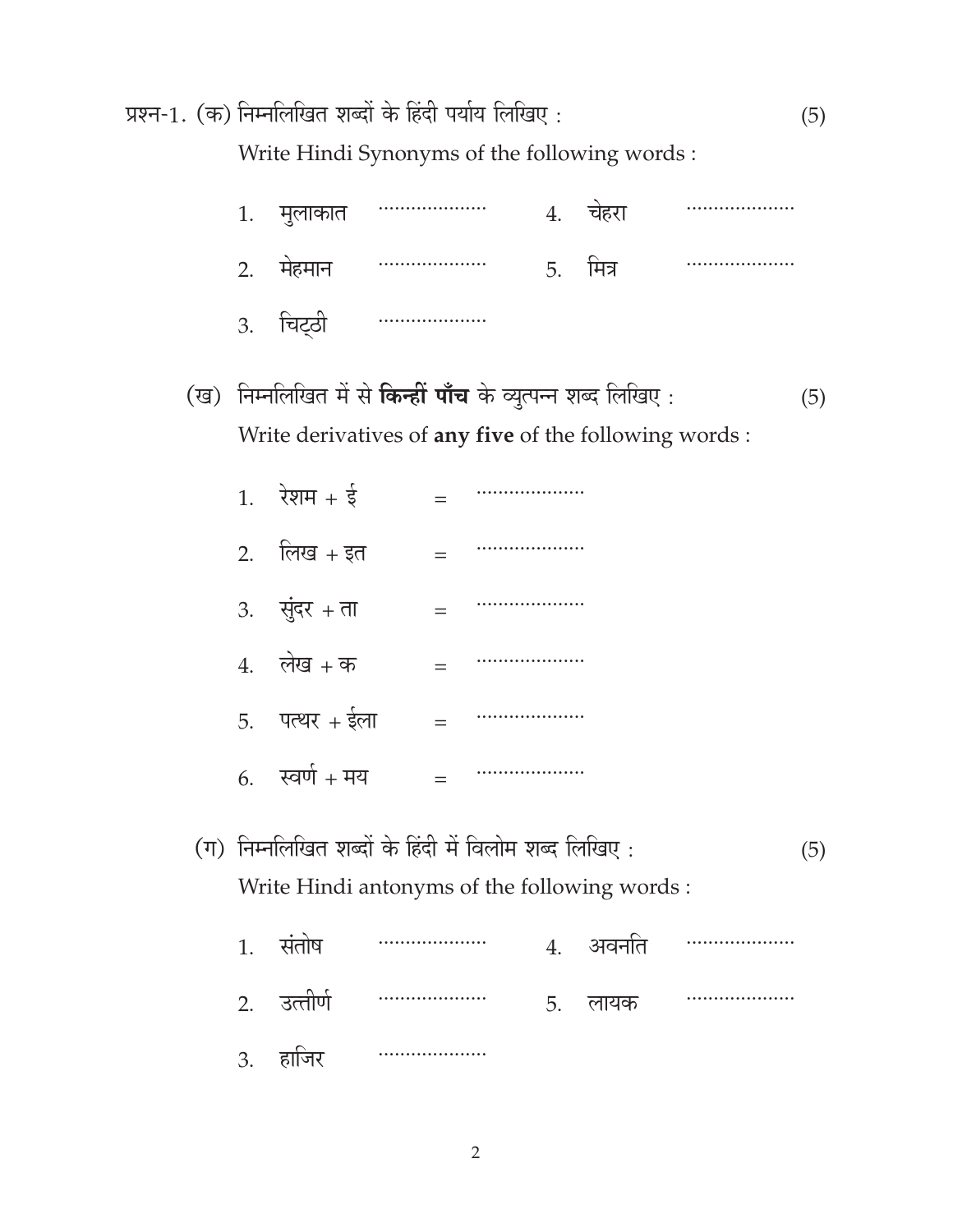प्रश्न-1. (क) निम्नलिखित शब्दों के हिंदी पर्याय लिखिए : (5)

Write Hindi Synonyms of the following words :

1. मुलाकात ....................
2. मेहमान ....................
3. चिट्ठी ....................
4. चेहरा ....................
5. मित्र ....................

(ख) निम्नलिखित में से **किन्हीं पाँच** के व्युत्पन्न शब्द लिखिए : (5)

Write derivatives of **any five** of the following words :

1. रेशम + ई = ....................
2. लिख + इत = ....................
3. सुंदर + ता = ....................
4. लेख + क = ....................
5. पत्थर + ईला = ....................
6. स्वर्ण + मय = ....................

(ग) निम्नलिखित शब्दों के हिंदी में विलोम शब्द लिखिए : (5)

Write Hindi antonyms of the following words :

1. संतोष ....................
2. उत्तीर्ण ....................
3. हाजिर ....................
4. अवनति ....................
5. लायक ....................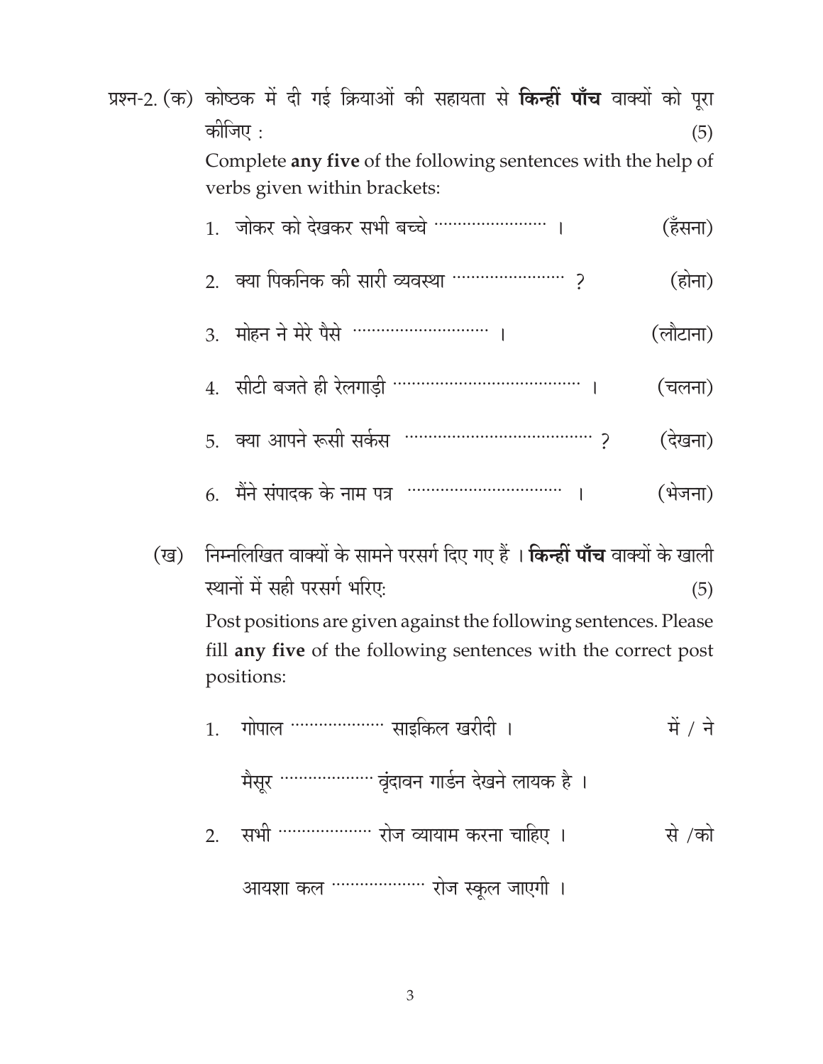प्रश्न-2. (क) कोष्ठक में दी गई क्रियाओं की सहायता से **किन्हीं पाँच** वाक्यों को पूरा कीजिए : (5)

Complete **any five** of the following sentences with the help of verbs given within brackets:

1. जोकर को देखकर सभी बच्चे ...................... । (हँसना)
2. क्या पिकनिक की सारी व्यवस्था ...................... ? (होना)
3. मोहन ने मेरे पैसे .......................... । (लौटाना)
4. सीटी बजते ही रेलगाड़ी .................................. । (चलना)
5. क्या आपने रूसी सर्कस .................................. ? (देखना)
6. मैंने संपादक के नाम पत्र .............................. । (भेजना)

(ख) निम्नलिखित वाक्यों के सामने परसर्ग दिए गए हैं । **किन्हीं पाँच** वाक्यों के खाली स्थानों में सही परसर्ग भरिए: (5)

Post positions are given against the following sentences. Please fill **any five** of the following sentences with the correct post positions:

1. गोपाल .................. साइकिल खरीदी । में / ने

   मैसूर .................. वृंदावन गार्डन देखने लायक है ।

2. सभी .................. रोज व्यायाम करना चाहिए । से /को

   आयशा कल .................. रोज स्कूल जाएगी ।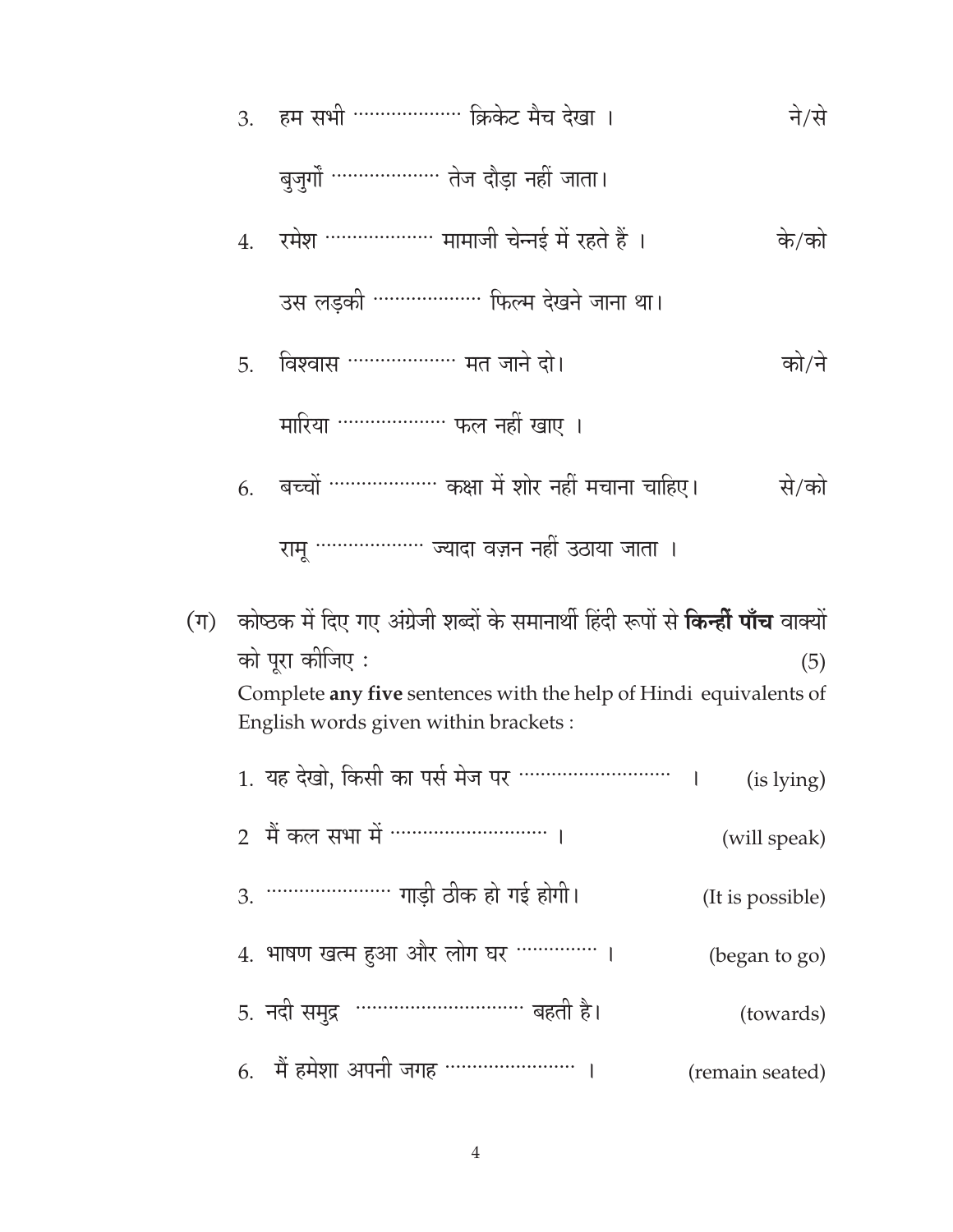3. हम सभी ................... क्रिकेट मैच देखा । ने/से

   बुजुर्गों ................... तेज दौड़ा नहीं जाता।

4. रमेश ................... मामाजी चेन्नई में रहते हैं । के/को

   उस लड़की ................... फिल्म देखने जाना था।

5. विश्वास ................... मत जाने दो। को/ने

   मारिया ................... फल नहीं खाए ।

6. बच्चों ................... कक्षा में शोर नहीं मचाना चाहिए। से/को

   रामू ................... ज्यादा वज़न नहीं उठाया जाता ।

(ग) कोष्ठक में दिए गए अंग्रेजी शब्दों के समानार्थी हिंदी रूपों से **किन्हीं पाँच** वाक्यों को पूरा कीजिए : (5)

Complete **any five** sentences with the help of Hindi equivalents of English words given within brackets :

1. यह देखो, किसी का पर्स मेज पर ........................... । (is lying)
2. मैं कल सभा में ............................ । (will speak)
3. ...................... गाड़ी ठीक हो गई होगी। (It is possible)
4. भाषण खत्म हुआ और लोग घर .............. । (began to go)
5. नदी समुद्र .............................. बहती है। (towards)
6. मैं हमेशा अपनी जगह ....................... । (remain seated)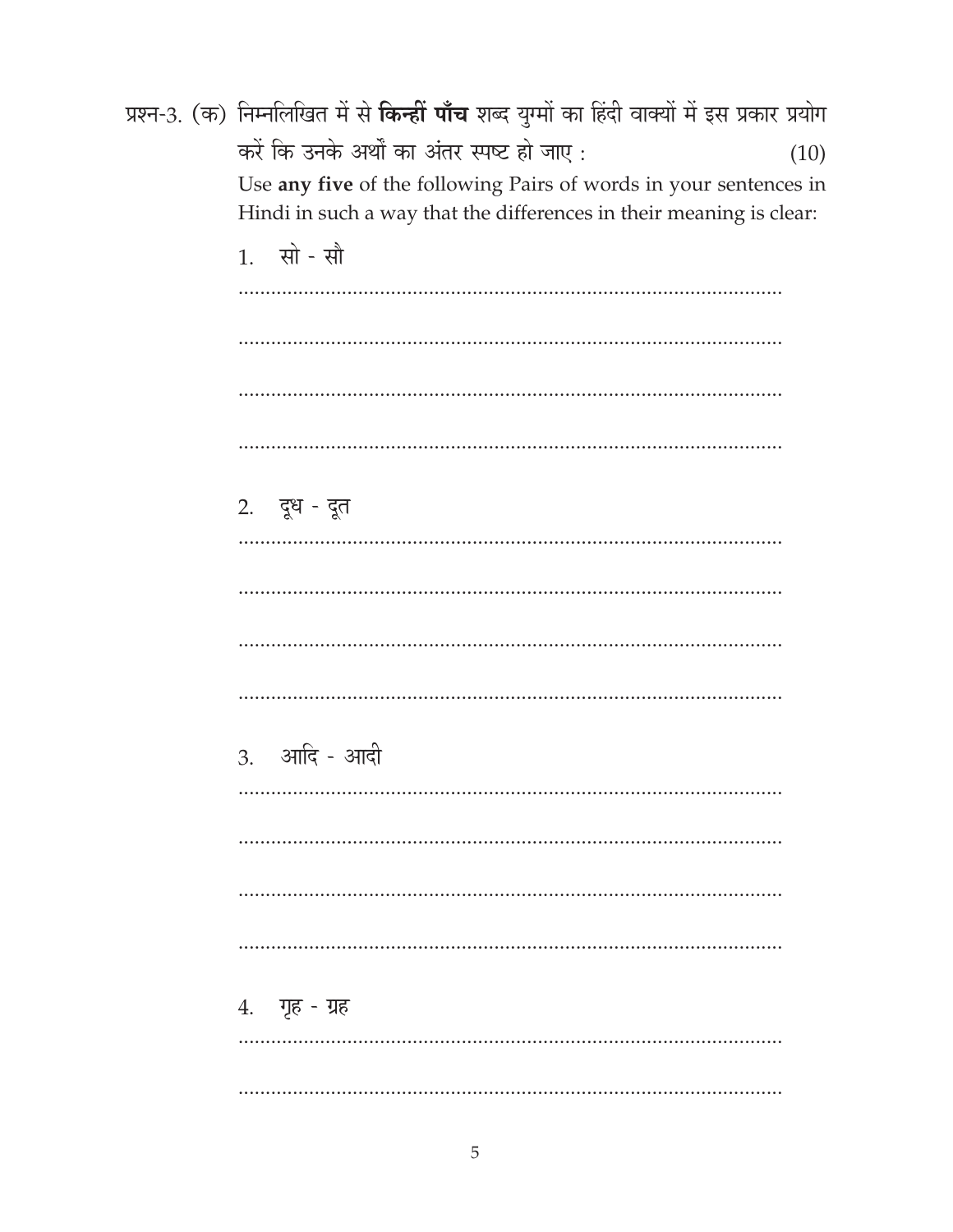प्रश्न-3. (क) निम्नलिखित में से **किन्हीं पाँच** शब्द युग्मों का हिंदी वाक्यों में इस प्रकार प्रयोग करें कि उनके अर्थों का अंतर स्पष्ट हो जाए : (10)

Use **any five** of the following Pairs of words in your sentences in Hindi in such a way that the differences in their meaning is clear:

1. सो - सौ

.....................................................................................................

.....................................................................................................

.....................................................................................................

.....................................................................................................

2. दूध - दूत

.....................................................................................................

.....................................................................................................

.....................................................................................................

.....................................................................................................

3. आदि - आदी

.....................................................................................................

.....................................................................................................

.....................................................................................................

.....................................................................................................

4. गृह - ग्रह

.....................................................................................................

.....................................................................................................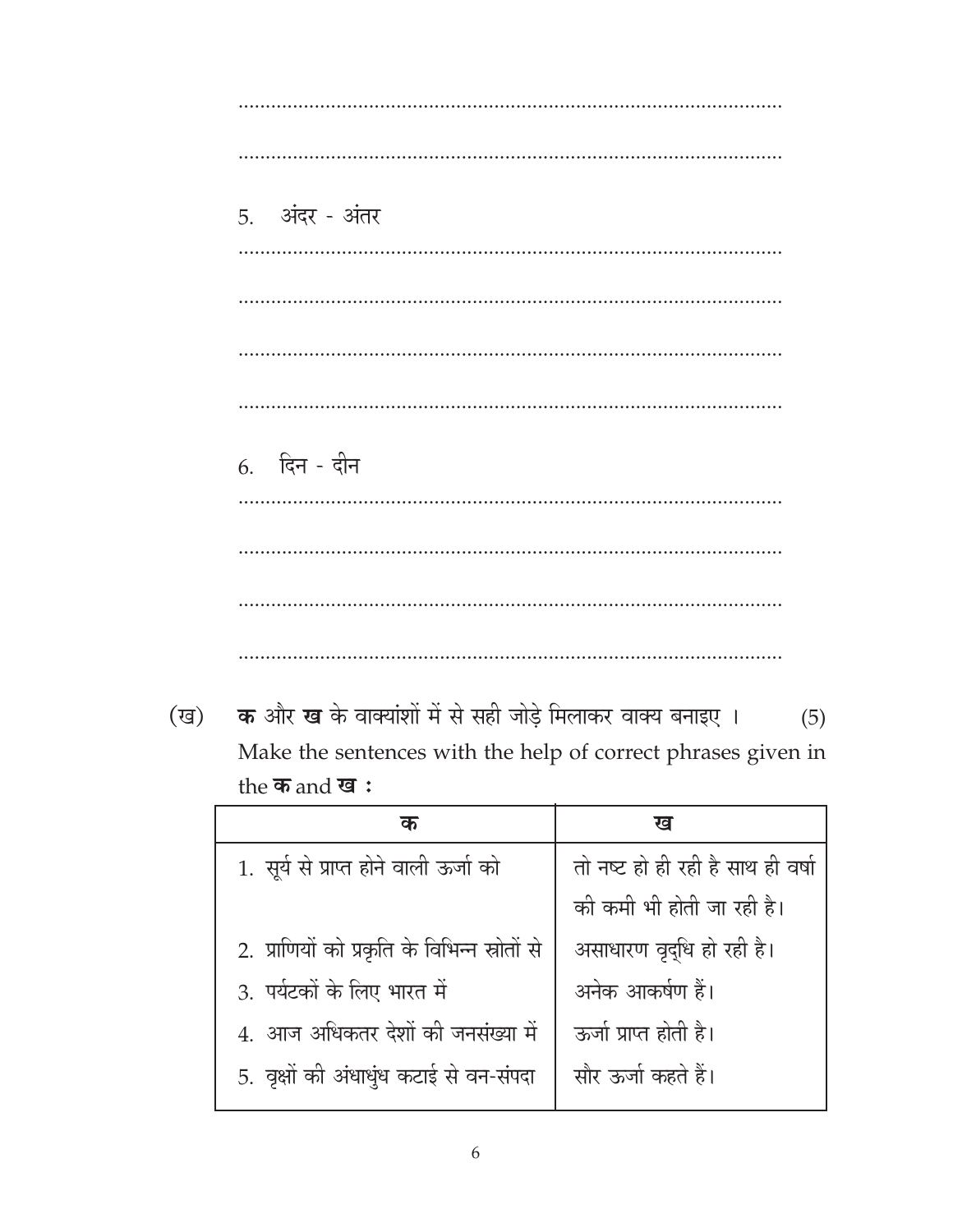..........................................................................................

..........................................................................................

5. अंदर - अंतर

..........................................................................................

..........................................................................................

..........................................................................................

..........................................................................................

6. दिन - दीन

..........................................................................................

..........................................................................................

..........................................................................................

..........................................................................................

(ख) **क** और **ख** के वाक्यांशों में से सही जोड़े मिलाकर वाक्य बनाइए । (5)

Make the sentences with the help of correct phrases given in the **क** and **ख** :

| क | ख |
|---|---|
| 1. सूर्य से प्राप्त होने वाली ऊर्जा को | तो नष्ट हो ही रही है साथ ही वर्षा की कमी भी होती जा रही है। |
| 2. प्राणियों को प्रकृति के विभिन्न स्रोतों से | असाधारण वृद्धि हो रही है। |
| 3. पर्यटकों के लिए भारत में | अनेक आकर्षण हैं। |
| 4. आज अधिकतर देशों की जनसंख्या में | ऊर्जा प्राप्त होती है। |
| 5. वृक्षों की अंधाधुंध कटाई से वन-संपदा | सौर ऊर्जा कहते हैं। |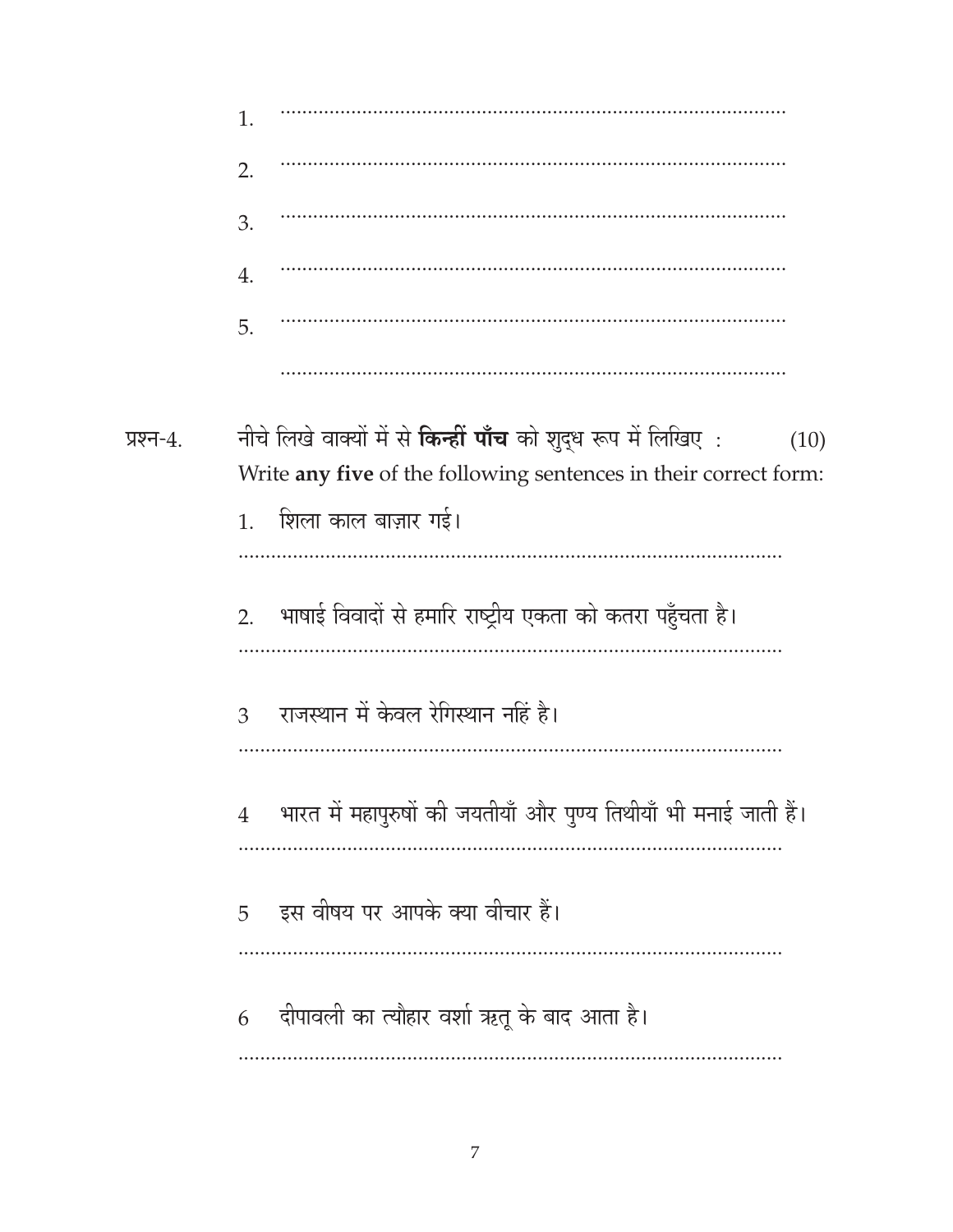1. ..............................................................................................

2. ..............................................................................................

3. ..............................................................................................

4. ..............................................................................................

5. ..............................................................................................

..............................................................................................

**प्रश्न-4.** नीचे लिखे वाक्यों में से **किन्हीं पाँच** को शुद्ध रूप में लिखिए : (10)

Write **any five** of the following sentences in their correct form:

1. शिला काल बाज़ार गई।

..............................................................................................

2. भाषाई विवादों से हमारि राष्ट्रीय एकता को कतरा पहुँचता है।

..............................................................................................

3 राजस्थान में केवल रेगिस्थान नहिं है।

..............................................................................................

4 भारत में महापुरुषों की जयतीयाँ और पुण्य तिथीयाँ भी मनाई जाती हैं।

..............................................................................................

5 इस वीषय पर आपके क्या वीचार हैं।

..............................................................................................

6 दीपावली का त्यौहार वर्शा ऋतू के बाद आता है।

..............................................................................................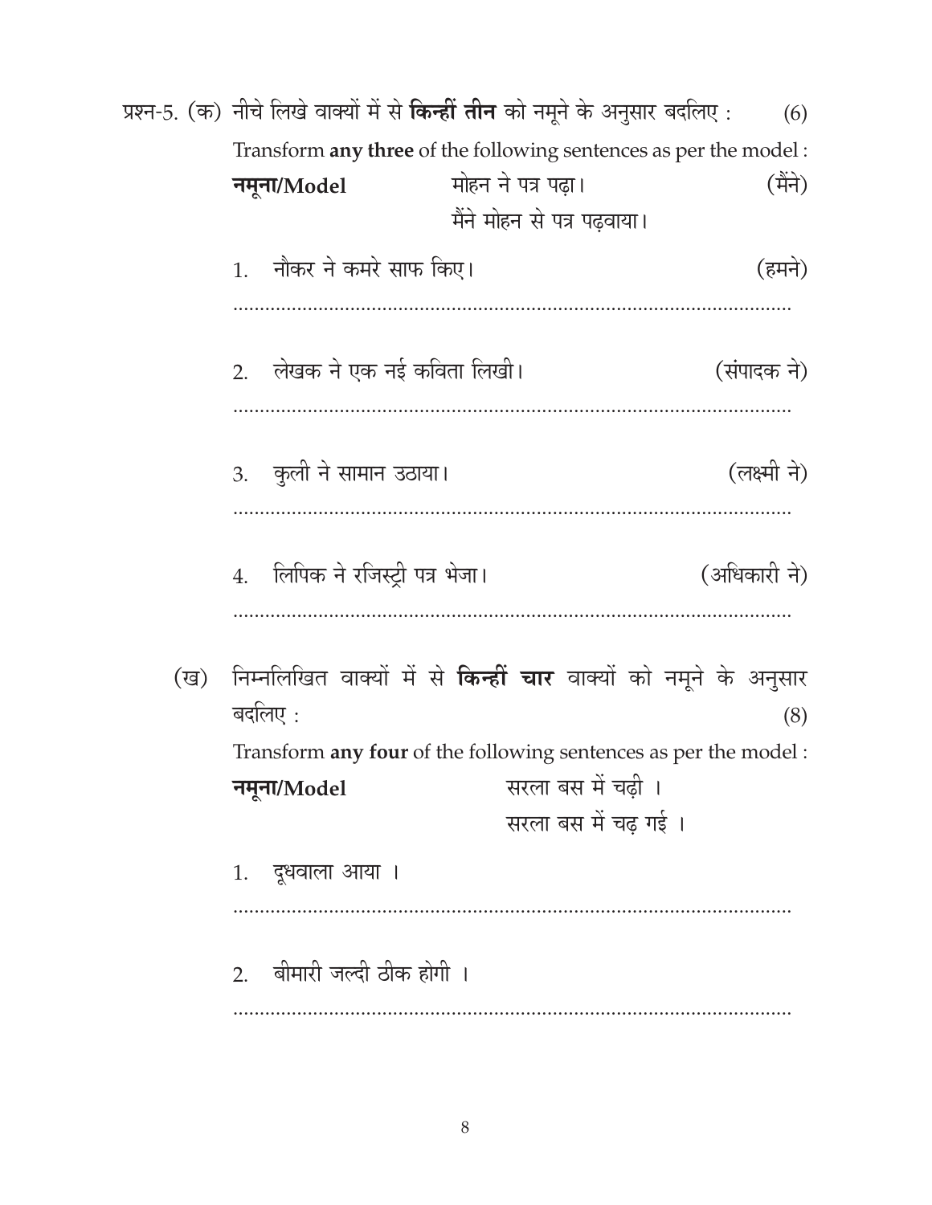प्रश्न-5. (क) नीचे लिखे वाक्यों में से **किन्हीं तीन** को नमूने के अनुसार बदलिए : (6)

Transform **any three** of the following sentences as per the model :

**नमूना/Model** मोहन ने पत्र पढ़ा। (मैंने)

मैंने मोहन से पत्र पढ़वाया।

1. नौकर ने कमरे साफ किए। (हमने)

.........................................................................................................

2. लेखक ने एक नई कविता लिखी। (संपादक ने)

.........................................................................................................

3. कुली ने सामान उठाया। (लक्ष्मी ने)

.........................................................................................................

4. लिपिक ने रजिस्ट्री पत्र भेजा। (अधिकारी ने)

.........................................................................................................

(ख) निम्नलिखित वाक्यों में से **किन्हीं चार** वाक्यों को नमूने के अनुसार बदलिए : (8)

Transform **any four** of the following sentences as per the model :

**नमूना/Model** सरला बस में चढ़ी ।

सरला बस में चढ़ गई ।

1. दूधवाला आया ।

.........................................................................................................

2. बीमारी जल्दी ठीक होगी ।

.........................................................................................................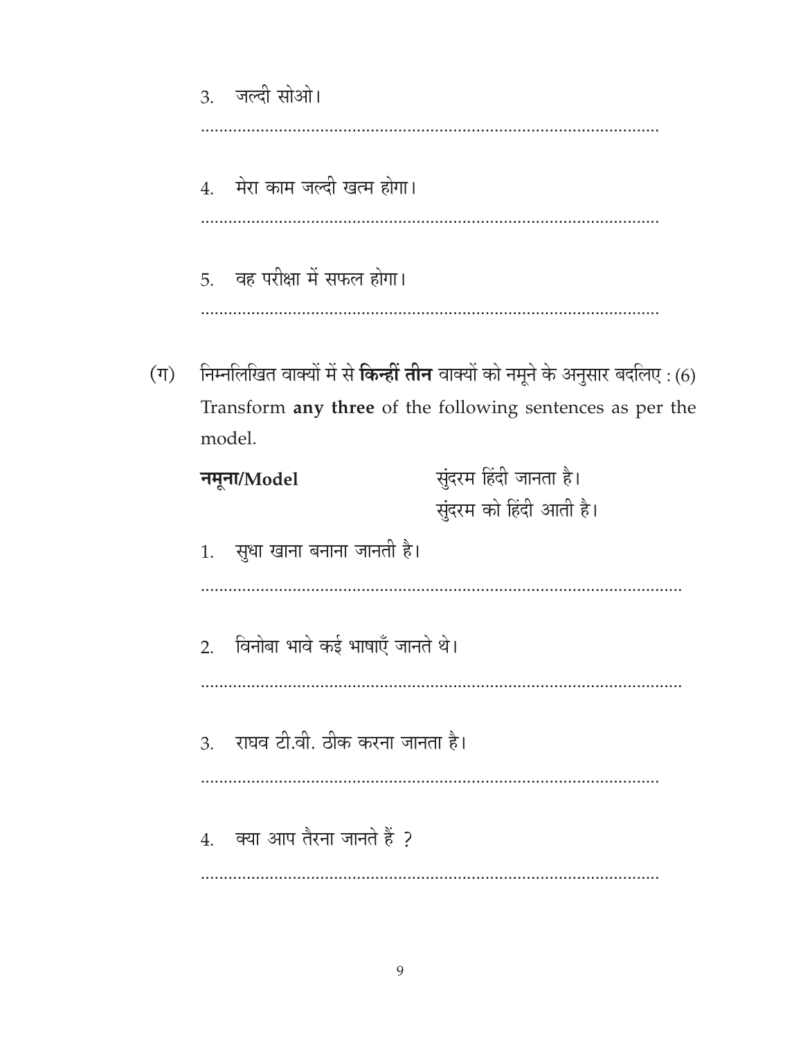3. जल्दी सोओ।

..........................................................................................

4. मेरा काम जल्दी खत्म होगा।

..........................................................................................

5. वह परीक्षा में सफल होगा।

..........................................................................................

(ग) निम्नलिखित वाक्यों में से **किन्हीं तीन** वाक्यों को नमूने के अनुसार बदलिए : (6)
Transform **any three** of the following sentences as per the model.

**नमूना/Model** सुंदरम हिंदी जानता है।
सुंदरम को हिंदी आती है।

1. सुधा खाना बनाना जानती है।

..........................................................................................

2. विनोबा भावे कई भाषाएँ जानते थे।

..........................................................................................

3. राघव टी.वी. ठीक करना जानता है।

..........................................................................................

4. क्या आप तैरना जानते हैं ?

..........................................................................................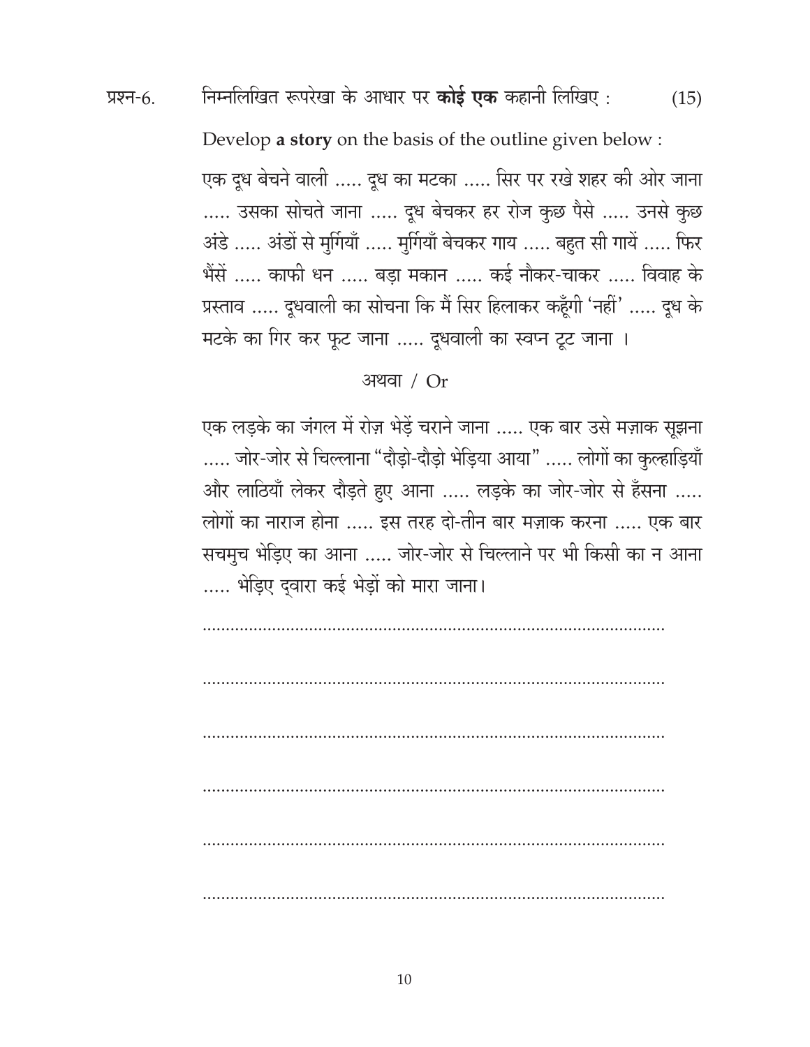प्रश्न-6. निम्नलिखित रूपरेखा के आधार पर **कोई एक** कहानी लिखिए : (15)

Develop **a story** on the basis of the outline given below :

एक दूध बेचने वाली ..... दूध का मटका ..... सिर पर रखे शहर की ओर जाना ..... उसका सोचते जाना ..... दूध बेचकर हर रोज कुछ पैसे ..... उनसे कुछ अंडे ..... अंडों से मुर्गियाँ ..... मुर्गियाँ बेचकर गाय ..... बहुत सी गायें ..... फिर भैंसें ..... काफी धन ..... बड़ा मकान ..... कई नौकर-चाकर ..... विवाह के प्रस्ताव ..... दूधवाली का सोचना कि मैं सिर हिलाकर कहूँगी 'नहीं' ..... दूध के मटके का गिर कर फूट जाना ..... दूधवाली का स्वप्न टूट जाना ।

अथवा / Or

एक लड़के का जंगल में रोज़ भेड़ें चराने जाना ..... एक बार उसे मज़ाक सूझना ..... जोर-जोर से चिल्लाना "दौड़ो-दौड़ो भेड़िया आया" ..... लोगों का कुल्हाड़ियाँ और लाठियाँ लेकर दौड़ते हुए आना ..... लड़के का जोर-जोर से हँसना ..... लोगों का नाराज होना ..... इस तरह दो-तीन बार मज़ाक करना ..... एक बार सचमुच भेड़िए का आना ..... जोर-जोर से चिल्लाने पर भी किसी का न आना ..... भेड़िए द्वारा कई भेड़ों को मारा जाना।

..........................................................................................

..........................................................................................

..........................................................................................

..........................................................................................

..........................................................................................

..........................................................................................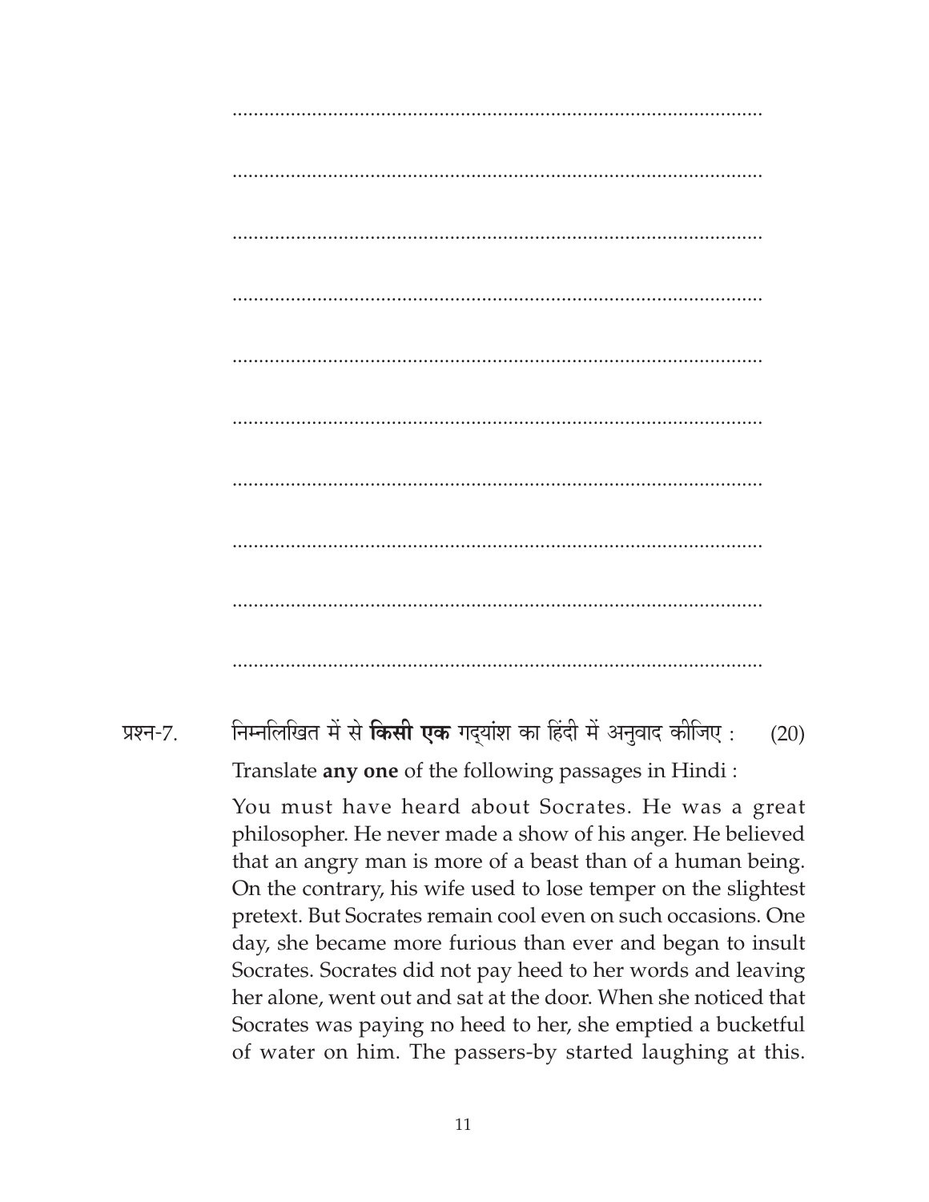.....................................................................................................

.....................................................................................................

.....................................................................................................

.....................................................................................................

.....................................................................................................

.....................................................................................................

.....................................................................................................

.....................................................................................................

.....................................................................................................

.....................................................................................................

प्रश्न-7. निम्नलिखित में से **किसी एक** गद्यांश का हिंदी में अनुवाद कीजिए : (20)

Translate **any one** of the following passages in Hindi :

You must have heard about Socrates. He was a great philosopher. He never made a show of his anger. He believed that an angry man is more of a beast than of a human being. On the contrary, his wife used to lose temper on the slightest pretext. But Socrates remain cool even on such occasions. One day, she became more furious than ever and began to insult Socrates. Socrates did not pay heed to her words and leaving her alone, went out and sat at the door. When she noticed that Socrates was paying no heed to her, she emptied a bucketful of water on him. The passers-by started laughing at this.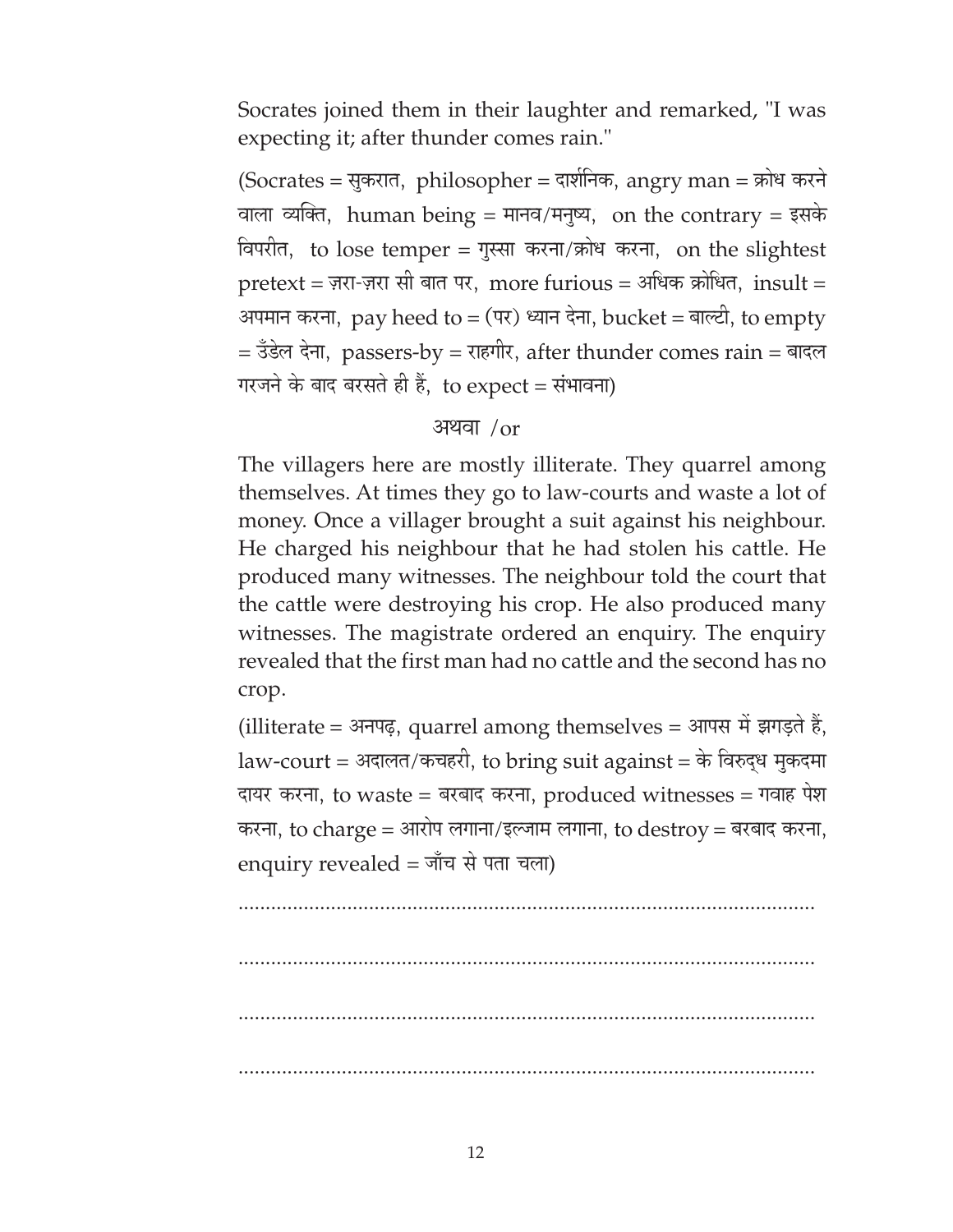Socrates joined them in their laughter and remarked, "I was expecting it; after thunder comes rain."

(Socrates = सुकरात, philosopher = दार्शनिक, angry man = क्रोध करने वाला व्यक्ति, human being = मानव/मनुष्य, on the contrary = इसके विपरीत, to lose temper = गुस्सा करना/क्रोध करना, on the slightest pretext = ज़रा-ज़रा सी बात पर, more furious = अधिक क्रोधित, insult = अपमान करना, pay heed to = (पर) ध्यान देना, bucket = बाल्टी, to empty = उँडेल देना, passers-by = राहगीर, after thunder comes rain = बादल गरजने के बाद बरसते ही हैं, to expect = संभावना)

अथवा /or

The villagers here are mostly illiterate. They quarrel among themselves. At times they go to law-courts and waste a lot of money. Once a villager brought a suit against his neighbour. He charged his neighbour that he had stolen his cattle. He produced many witnesses. The neighbour told the court that the cattle were destroying his crop. He also produced many witnesses. The magistrate ordered an enquiry. The enquiry revealed that the first man had no cattle and the second has no crop.

(illiterate = अनपढ़, quarrel among themselves = आपस में झगड़ते हैं, law-court = अदालत/कचहरी, to bring suit against = के विरुद्ध मुकदमा दायर करना, to waste = बरबाद करना, produced witnesses = गवाह पेश करना, to charge = आरोप लगाना/इल्जाम लगाना, to destroy = बरबाद करना, enquiry revealed = जाँच से पता चला)

..........................................................................................................

..........................................................................................................

..........................................................................................................

..........................................................................................................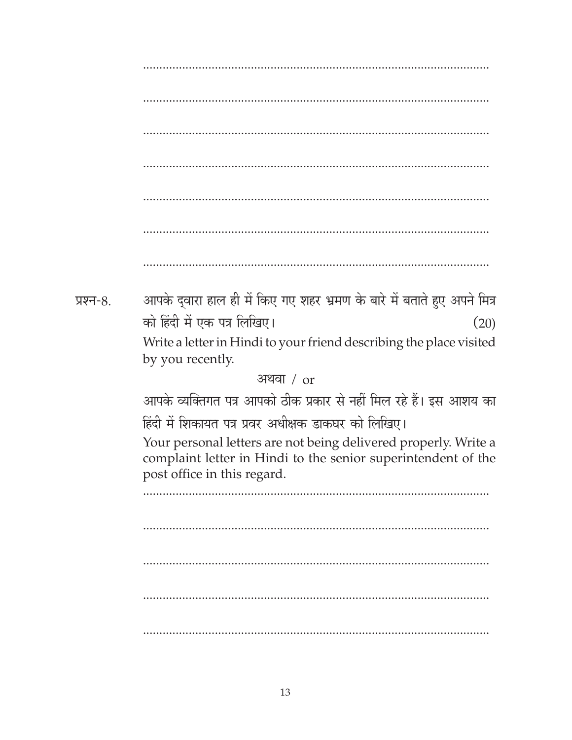..........................................................................................................

..........................................................................................................

..........................................................................................................

..........................................................................................................

..........................................................................................................

..........................................................................................................

..........................................................................................................

प्रश्न-8. आपके द्वारा हाल ही में किए गए शहर भ्रमण के बारे में बताते हुए अपने मित्र को हिंदी में एक पत्र लिखिए। (20)

Write a letter in Hindi to your friend describing the place visited by you recently.

अथवा / or

आपके व्यक्तिगत पत्र आपको ठीक प्रकार से नहीं मिल रहे हैं। इस आशय का हिंदी में शिकायत पत्र प्रवर अधीक्षक डाकघर को लिखिए।

Your personal letters are not being delivered properly. Write a complaint letter in Hindi to the senior superintendent of the post office in this regard.

..........................................................................................................

..........................................................................................................

..........................................................................................................

..........................................................................................................

..........................................................................................................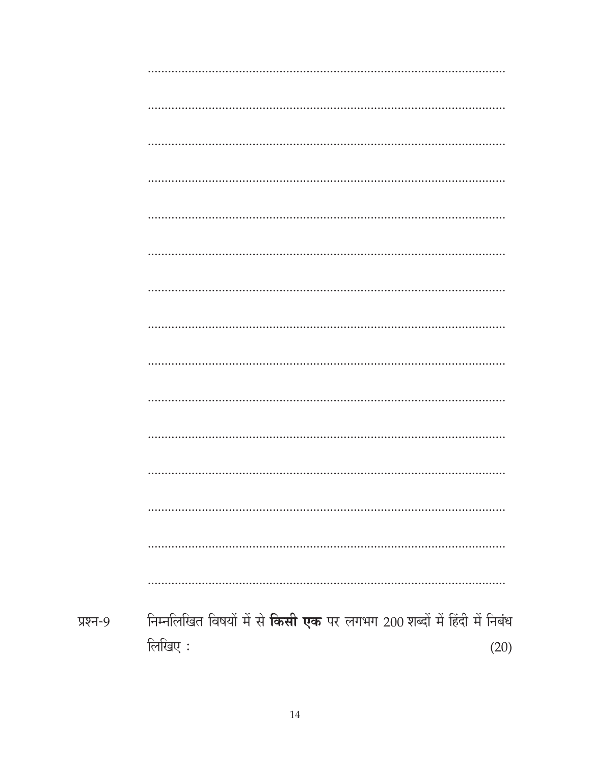..........................................................................................................

..........................................................................................................

..........................................................................................................

..........................................................................................................

..........................................................................................................

..........................................................................................................

..........................................................................................................

..........................................................................................................

..........................................................................................................

..........................................................................................................

..........................................................................................................

..........................................................................................................

..........................................................................................................

..........................................................................................................

..........................................................................................................

प्रश्न-9 निम्नलिखित विषयों में से **किसी एक** पर लगभग 200 शब्दों में हिंदी में निबंध लिखिए : (20)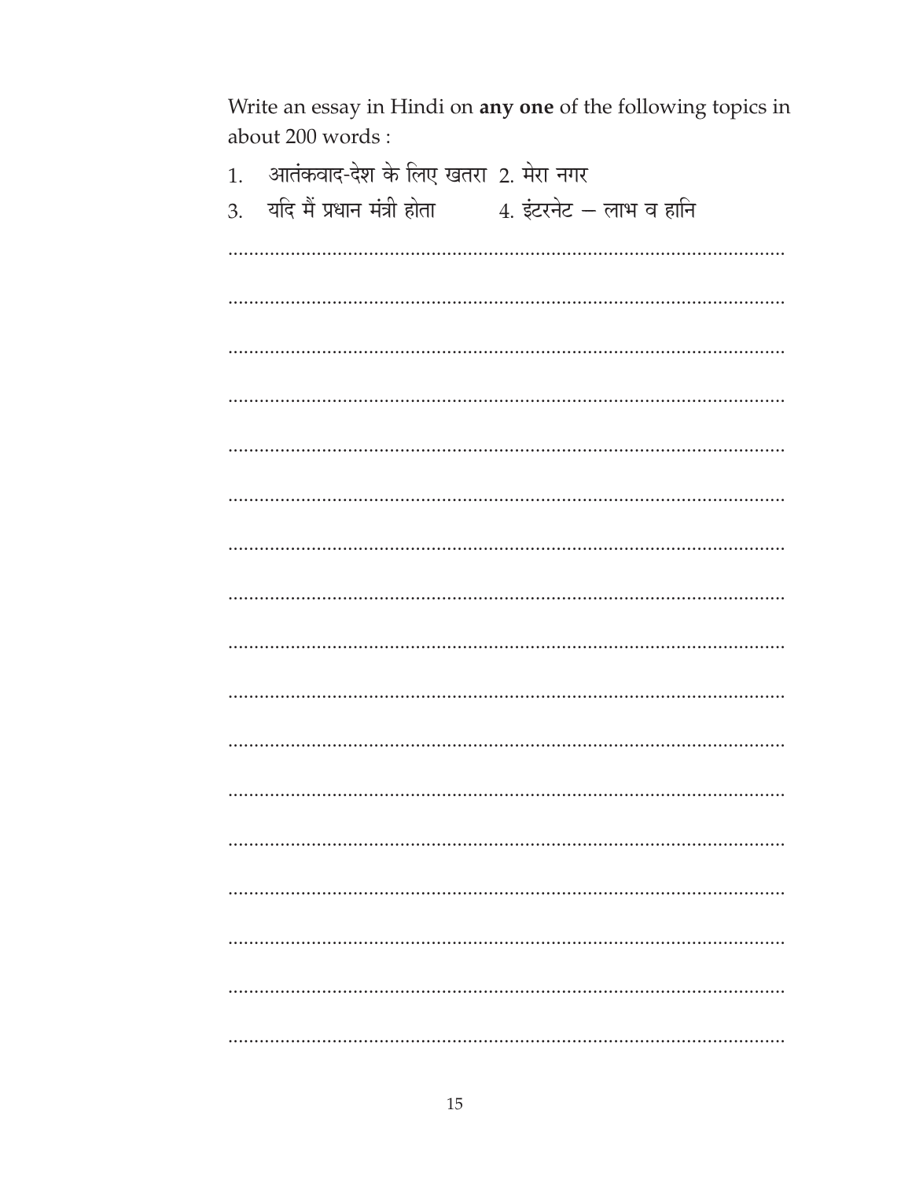Write an essay in Hindi on **any one** of the following topics in about 200 words :

1. आतंकवाद-देश के लिए खतरा
2. मेरा नगर
3. यदि मैं प्रधान मंत्री होता
4. इंटरनेट – लाभ व हानि

..........................................................................................................

..........................................................................................................

..........................................................................................................

..........................................................................................................

..........................................................................................................

..........................................................................................................

..........................................................................................................

..........................................................................................................

..........................................................................................................

..........................................................................................................

..........................................................................................................

..........................................................................................................

..........................................................................................................

..........................................................................................................

..........................................................................................................

..........................................................................................................

..........................................................................................................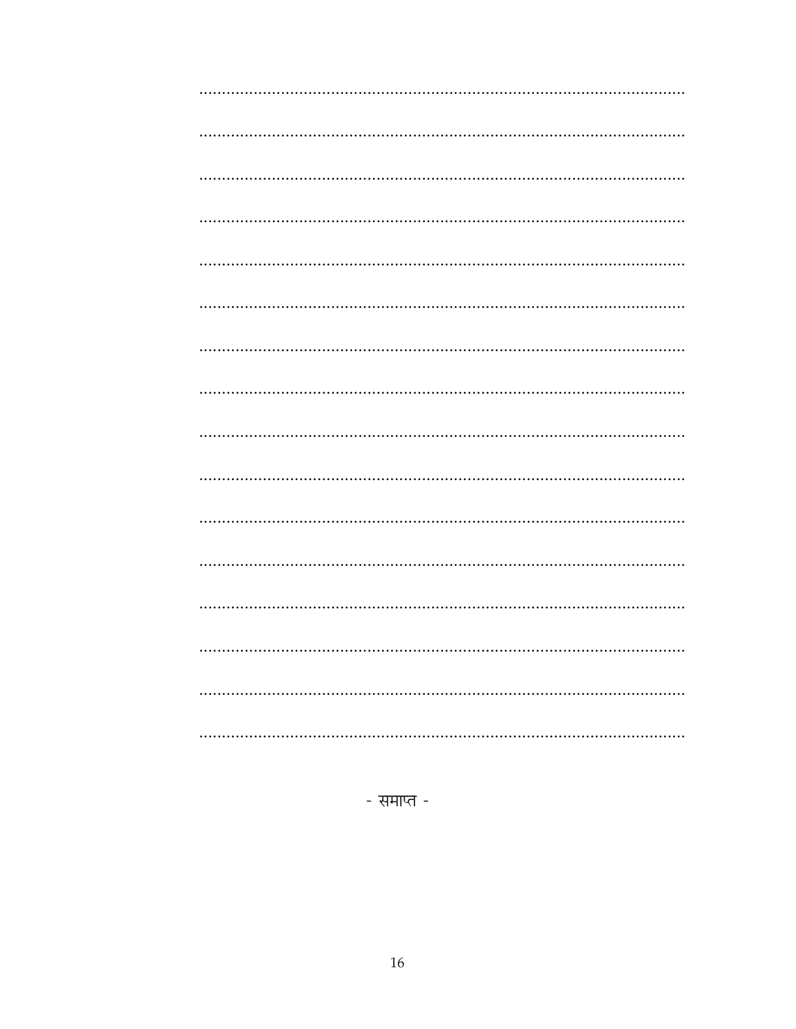............................................................................................................

............................................................................................................

............................................................................................................

............................................................................................................

............................................................................................................

............................................................................................................

............................................................................................................

............................................................................................................

............................................................................................................

............................................................................................................

............................................................................................................

............................................................................................................

............................................................................................................

............................................................................................................

............................................................................................................

............................................................................................................

- समाप्त -